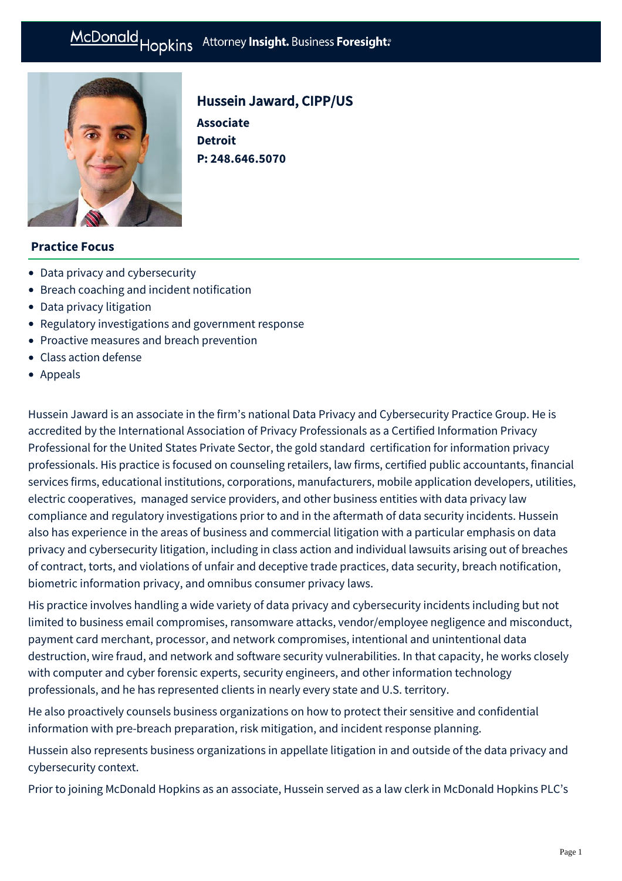# Hussein Jaward, CIPP/US

**Associate**
**Detroit**
**P: 248.646.5070**

## Practice Focus

- Data privacy and cybersecurity
- Breach coaching and incident notification
- Data privacy litigation
- Regulatory investigations and government response
- Proactive measures and breach prevention
- Class action defense
- Appeals

Hussein Jaward is an associate in the firm's national Data Privacy and Cybersecurity Practice Group. He is accredited by the International Association of Privacy Professionals as a Certified Information Privacy Professional for the United States Private Sector, the gold standard certification for information privacy professionals. His practice is focused on counseling retailers, law firms, certified public accountants, financial services firms, educational institutions, corporations, manufacturers, mobile application developers, utilities, electric cooperatives, managed service providers, and other business entities with data privacy law compliance and regulatory investigations prior to and in the aftermath of data security incidents. Hussein also has experience in the areas of business and commercial litigation with a particular emphasis on data privacy and cybersecurity litigation, including in class action and individual lawsuits arising out of breaches of contract, torts, and violations of unfair and deceptive trade practices, data security, breach notification, biometric information privacy, and omnibus consumer privacy laws.

His practice involves handling a wide variety of data privacy and cybersecurity incidents including but not limited to business email compromises, ransomware attacks, vendor/employee negligence and misconduct, payment card merchant, processor, and network compromises, intentional and unintentional data destruction, wire fraud, and network and software security vulnerabilities. In that capacity, he works closely with computer and cyber forensic experts, security engineers, and other information technology professionals, and he has represented clients in nearly every state and U.S. territory.

He also proactively counsels business organizations on how to protect their sensitive and confidential information with pre-breach preparation, risk mitigation, and incident response planning.

Hussein also represents business organizations in appellate litigation in and outside of the data privacy and cybersecurity context.

Prior to joining McDonald Hopkins as an associate, Hussein served as a law clerk in McDonald Hopkins PLC's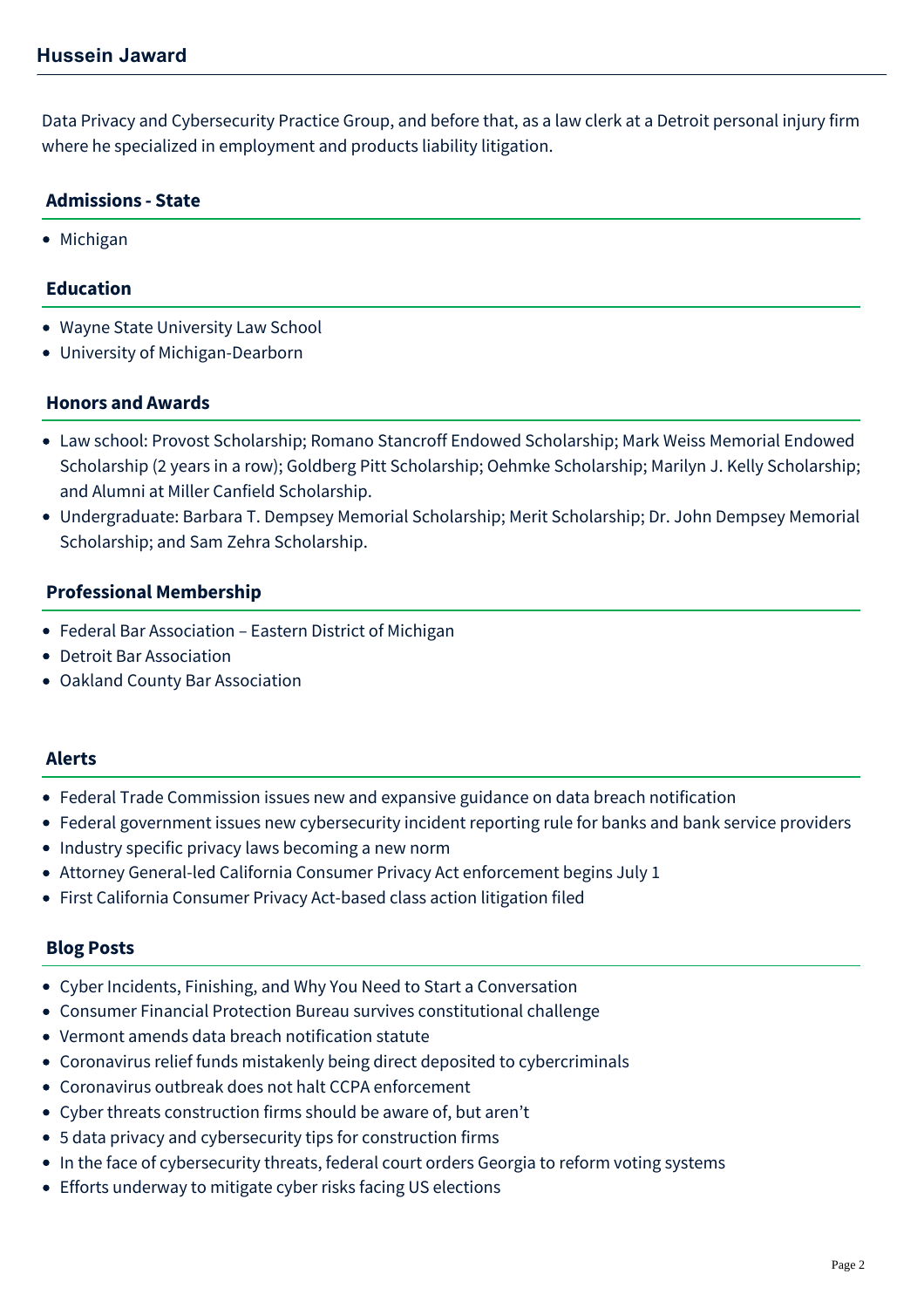Data Privacy and Cybersecurity Practice Group, and before that, as a law clerk at a Detroit personal injury firm where he specialized in employment and products liability litigation.

## Admissions - State

- Michigan

## Education

- Wayne State University Law School
- University of Michigan-Dearborn

## Honors and Awards

- Law school: Provost Scholarship; Romano Stancroff Endowed Scholarship; Mark Weiss Memorial Endowed Scholarship (2 years in a row); Goldberg Pitt Scholarship; Oehmke Scholarship; Marilyn J. Kelly Scholarship; and Alumni at Miller Canfield Scholarship.
- Undergraduate: Barbara T. Dempsey Memorial Scholarship; Merit Scholarship; Dr. John Dempsey Memorial Scholarship; and Sam Zehra Scholarship.

## Professional Membership

- Federal Bar Association – Eastern District of Michigan
- Detroit Bar Association
- Oakland County Bar Association

## Alerts

- Federal Trade Commission issues new and expansive guidance on data breach notification
- Federal government issues new cybersecurity incident reporting rule for banks and bank service providers
- Industry specific privacy laws becoming a new norm
- Attorney General-led California Consumer Privacy Act enforcement begins July 1
- First California Consumer Privacy Act-based class action litigation filed

## Blog Posts

- Cyber Incidents, Finishing, and Why You Need to Start a Conversation
- Consumer Financial Protection Bureau survives constitutional challenge
- Vermont amends data breach notification statute
- Coronavirus relief funds mistakenly being direct deposited to cybercriminals
- Coronavirus outbreak does not halt CCPA enforcement
- Cyber threats construction firms should be aware of, but aren't
- 5 data privacy and cybersecurity tips for construction firms
- In the face of cybersecurity threats, federal court orders Georgia to reform voting systems
- Efforts underway to mitigate cyber risks facing US elections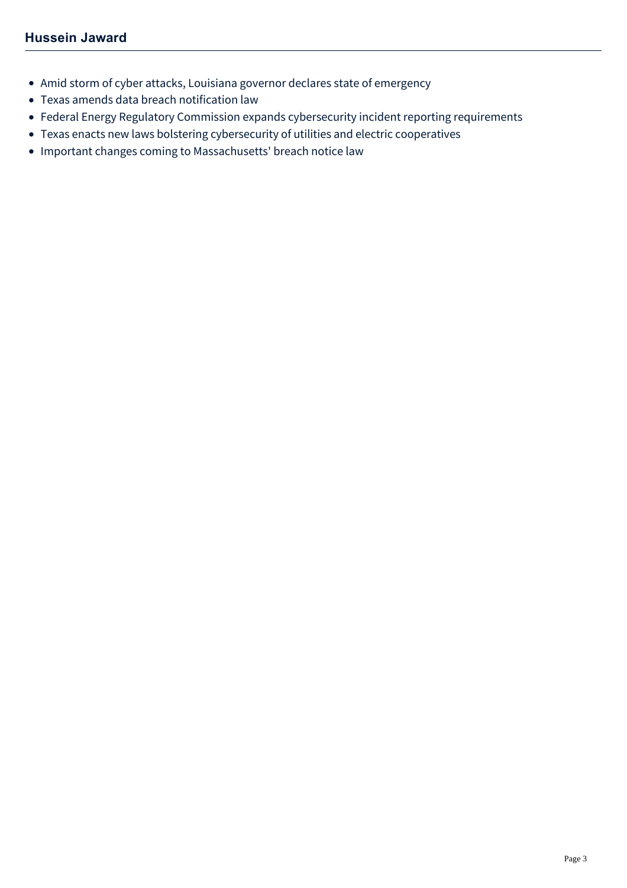## Hussein Jaward

- Amid storm of cyber attacks, Louisiana governor declares state of emergency
- Texas amends data breach notification law
- Federal Energy Regulatory Commission expands cybersecurity incident reporting requirements
- Texas enacts new laws bolstering cybersecurity of utilities and electric cooperatives
- Important changes coming to Massachusetts' breach notice law